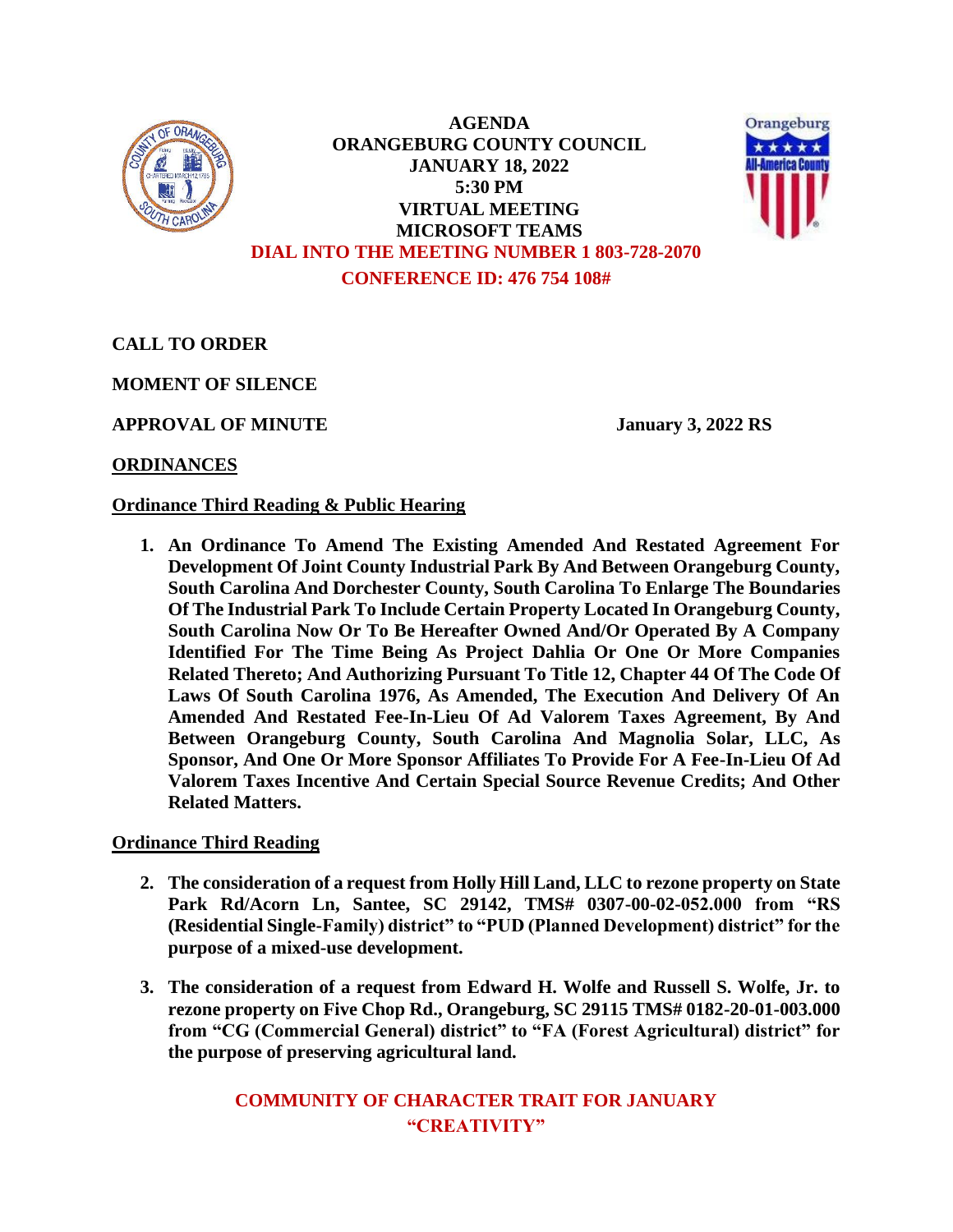# AGENDA
# ORANGEBURG COUNTY COUNCIL
# JANUARY 18, 2022
# 5:30 PM
# VIRTUAL MEETING
# MICROSOFT TEAMS

**DIAL INTO THE MEETING NUMBER 1 803-728-2070**

**CONFERENCE ID: 476 754 108#**

**CALL TO ORDER**

**MOMENT OF SILENCE**

**APPROVAL OF MINUTE** **January 3, 2022 RS**

## ORDINANCES

### Ordinance Third Reading & Public Hearing

1. **An Ordinance To Amend The Existing Amended And Restated Agreement For Development Of Joint County Industrial Park By And Between Orangeburg County, South Carolina And Dorchester County, South Carolina To Enlarge The Boundaries Of The Industrial Park To Include Certain Property Located In Orangeburg County, South Carolina Now Or To Be Hereafter Owned And/Or Operated By A Company Identified For The Time Being As Project Dahlia Or One Or More Companies Related Thereto; And Authorizing Pursuant To Title 12, Chapter 44 Of The Code Of Laws Of South Carolina 1976, As Amended, The Execution And Delivery Of An Amended And Restated Fee-In-Lieu Of Ad Valorem Taxes Agreement, By And Between Orangeburg County, South Carolina And Magnolia Solar, LLC, As Sponsor, And One Or More Sponsor Affiliates To Provide For A Fee-In-Lieu Of Ad Valorem Taxes Incentive And Certain Special Source Revenue Credits; And Other Related Matters.**

### Ordinance Third Reading

2. **The consideration of a request from Holly Hill Land, LLC to rezone property on State Park Rd/Acorn Ln, Santee, SC 29142, TMS# 0307-00-02-052.000 from "RS (Residential Single-Family) district" to "PUD (Planned Development) district" for the purpose of a mixed-use development.**

3. **The consideration of a request from Edward H. Wolfe and Russell S. Wolfe, Jr. to rezone property on Five Chop Rd., Orangeburg, SC 29115 TMS# 0182-20-01-003.000 from "CG (Commercial General) district" to "FA (Forest Agricultural) district" for the purpose of preserving agricultural land.**

**COMMUNITY OF CHARACTER TRAIT FOR JANUARY**
**"CREATIVITY"**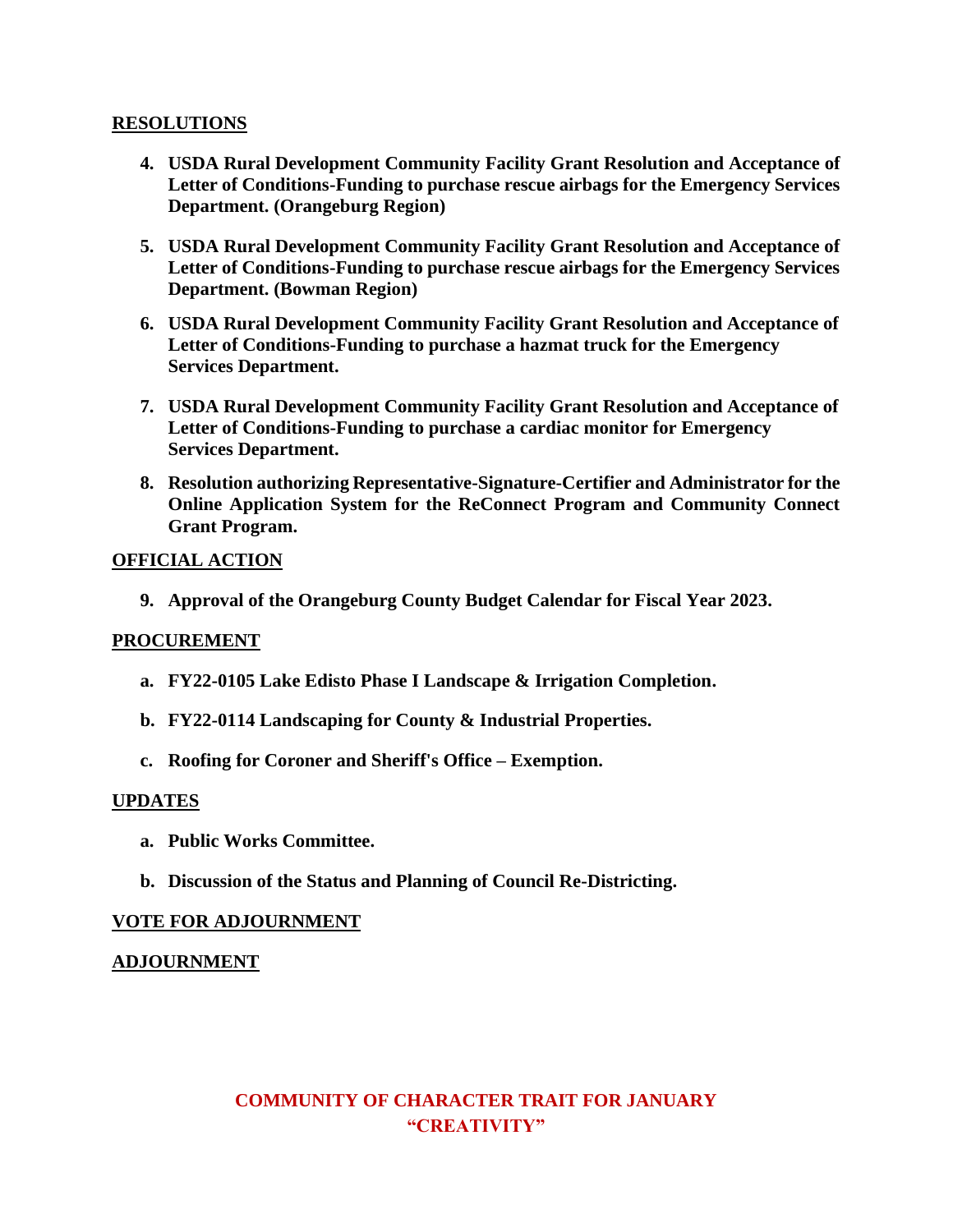## RESOLUTIONS

4. **USDA Rural Development Community Facility Grant Resolution and Acceptance of Letter of Conditions-Funding to purchase rescue airbags for the Emergency Services Department. (Orangeburg Region)**

5. **USDA Rural Development Community Facility Grant Resolution and Acceptance of Letter of Conditions-Funding to purchase rescue airbags for the Emergency Services Department. (Bowman Region)**

6. **USDA Rural Development Community Facility Grant Resolution and Acceptance of Letter of Conditions-Funding to purchase a hazmat truck for the Emergency Services Department.**

7. **USDA Rural Development Community Facility Grant Resolution and Acceptance of Letter of Conditions-Funding to purchase a cardiac monitor for Emergency Services Department.**

8. **Resolution authorizing Representative-Signature-Certifier and Administrator for the Online Application System for the ReConnect Program and Community Connect Grant Program.**

## OFFICIAL ACTION

9. **Approval of the Orangeburg County Budget Calendar for Fiscal Year 2023.**

## PROCUREMENT

a. **FY22-0105 Lake Edisto Phase I Landscape & Irrigation Completion.**

b. **FY22-0114 Landscaping for County & Industrial Properties.**

c. **Roofing for Coroner and Sheriff's Office – Exemption.**

## UPDATES

a. **Public Works Committee.**

b. **Discussion of the Status and Planning of Council Re-Districting.**

## VOTE FOR ADJOURNMENT

## ADJOURNMENT

**COMMUNITY OF CHARACTER TRAIT FOR JANUARY**
**"CREATIVITY"**